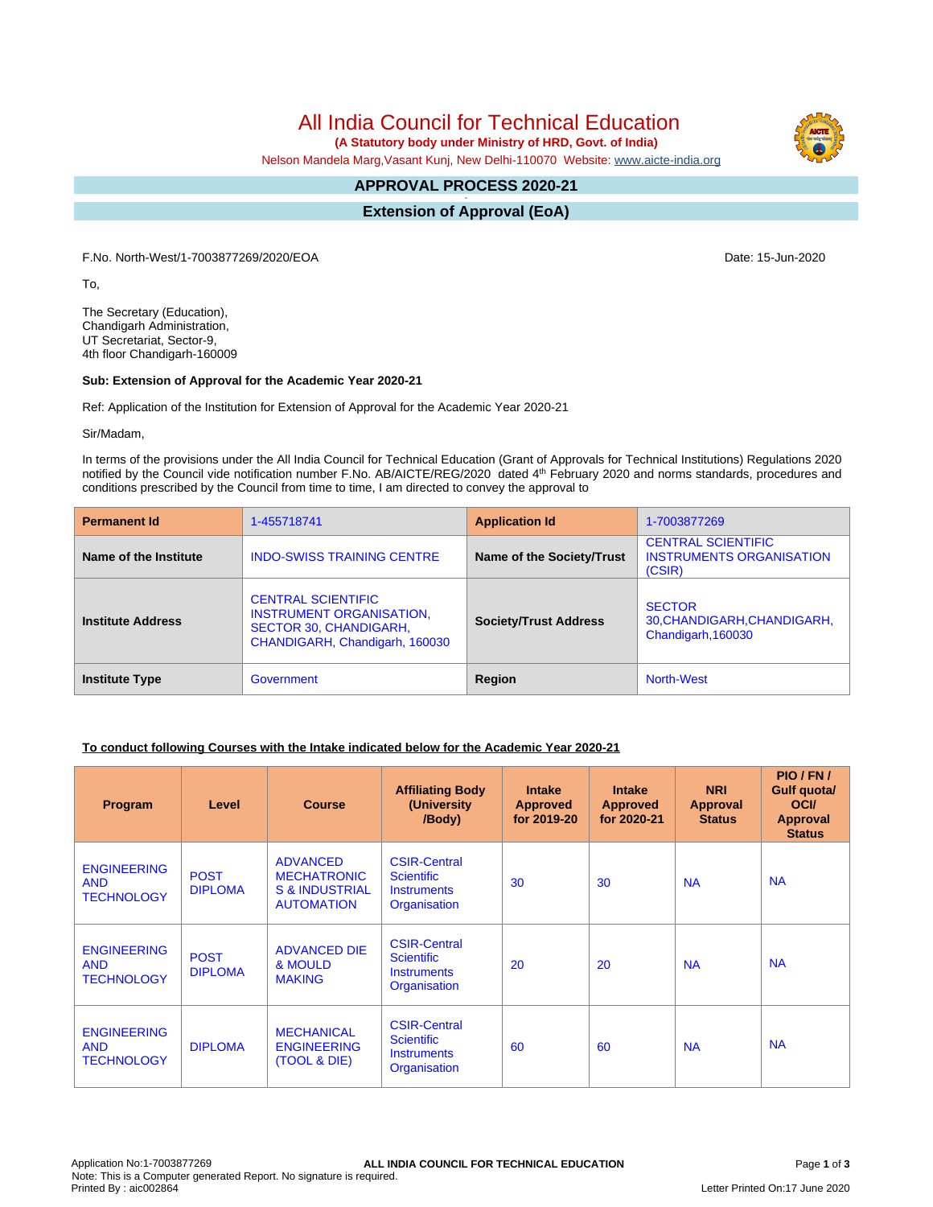# All India Council for Technical Education

**(A Statutory body under Ministry of HRD, Govt. of India)**

Nelson Mandela Marg,Vasant Kunj, New Delhi-110070 Website: www.aicte-india.org

## APPROVAL PROCESS 2020-21

## Extension of Approval (EoA)

F.No. North-West/1-7003877269/2020/EOA

Date: 15-Jun-2020

To,

The Secretary (Education),
Chandigarh Administration,
UT Secretariat, Sector-9,
4th floor Chandigarh-160009

**Sub: Extension of Approval for the Academic Year 2020-21**

Ref: Application of the Institution for Extension of Approval for the Academic Year 2020-21

Sir/Madam,

In terms of the provisions under the All India Council for Technical Education (Grant of Approvals for Technical Institutions) Regulations 2020 notified by the Council vide notification number F.No. AB/AICTE/REG/2020 dated 4th February 2020 and norms standards, procedures and conditions prescribed by the Council from time to time, I am directed to convey the approval to

| **Permanent Id** | 1-455718741 | **Application Id** | 1-7003877269 |
|---|---|---|---|
| **Name of the Institute** | INDO-SWISS TRAINING CENTRE | **Name of the Society/Trust** | CENTRAL SCIENTIFIC INSTRUMENTS ORGANISATION (CSIR) |
| **Institute Address** | CENTRAL SCIENTIFIC INSTRUMENT ORGANISATION, SECTOR 30, CHANDIGARH, CHANDIGARH, Chandigarh, 160030 | **Society/Trust Address** | SECTOR 30,CHANDIGARH,CHANDIGARH, Chandigarh,160030 |
| **Institute Type** | Government | **Region** | North-West |

**To conduct following Courses with the Intake indicated below for the Academic Year 2020-21**

| Program | Level | Course | Affiliating Body (University /Body) | Intake Approved for 2019-20 | Intake Approved for 2020-21 | NRI Approval Status | PIO / FN / Gulf quota/ OCI/ Approval Status |
|---|---|---|---|---|---|---|---|
| ENGINEERING AND TECHNOLOGY | POST DIPLOMA | ADVANCED MECHATRONIC S & INDUSTRIAL AUTOMATION | CSIR-Central Scientific Instruments Organisation | 30 | 30 | NA | NA |
| ENGINEERING AND TECHNOLOGY | POST DIPLOMA | ADVANCED DIE & MOULD MAKING | CSIR-Central Scientific Instruments Organisation | 20 | 20 | NA | NA |
| ENGINEERING AND TECHNOLOGY | DIPLOMA | MECHANICAL ENGINEERING (TOOL & DIE) | CSIR-Central Scientific Instruments Organisation | 60 | 60 | NA | NA |

Application No:1-7003877269
Note: This is a Computer generated Report. No signature is required.
Printed By : aic002864

Letter Printed On:17 June 2020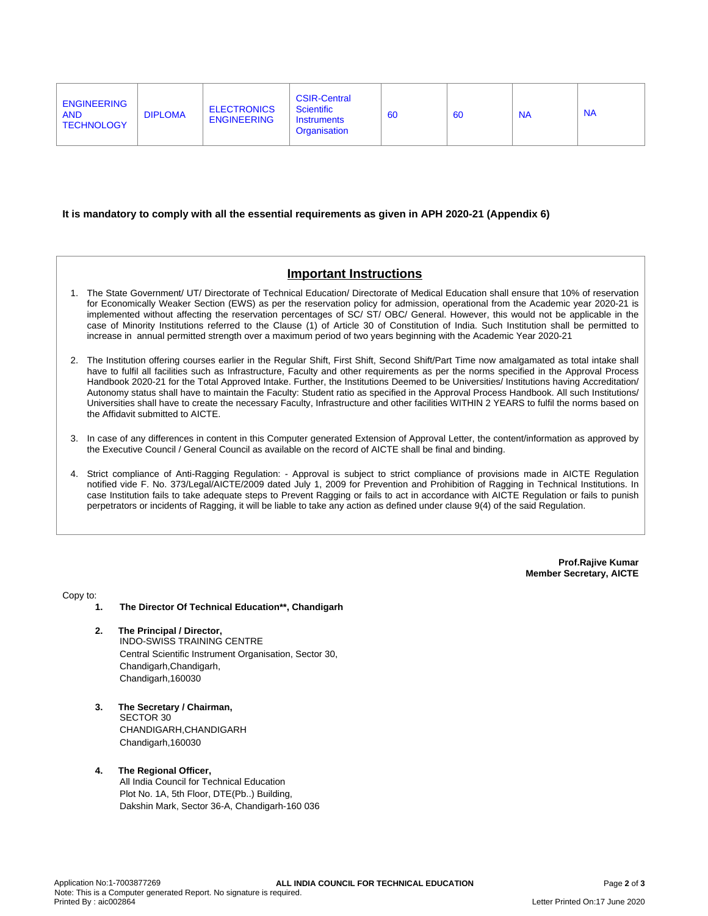| ENGINEERING AND TECHNOLOGY | DIPLOMA | ELECTRONICS ENGINEERING | CSIR-Central Scientific Instruments Organisation | 60 | 60 | NA | NA |
|---|---|---|---|---|---|---|---|

**It is mandatory to comply with all the essential requirements as given in APH 2020-21 (Appendix 6)**

## Important Instructions

1. The State Government/ UT/ Directorate of Technical Education/ Directorate of Medical Education shall ensure that 10% of reservation for Economically Weaker Section (EWS) as per the reservation policy for admission, operational from the Academic year 2020-21 is implemented without affecting the reservation percentages of SC/ ST/ OBC/ General. However, this would not be applicable in the case of Minority Institutions referred to the Clause (1) of Article 30 of Constitution of India. Such Institution shall be permitted to increase in annual permitted strength over a maximum period of two years beginning with the Academic Year 2020-21

2. The Institution offering courses earlier in the Regular Shift, First Shift, Second Shift/Part Time now amalgamated as total intake shall have to fulfil all facilities such as Infrastructure, Faculty and other requirements as per the norms specified in the Approval Process Handbook 2020-21 for the Total Approved Intake. Further, the Institutions Deemed to be Universities/ Institutions having Accreditation/ Autonomy status shall have to maintain the Faculty: Student ratio as specified in the Approval Process Handbook. All such Institutions/ Universities shall have to create the necessary Faculty, Infrastructure and other facilities WITHIN 2 YEARS to fulfil the norms based on the Affidavit submitted to AICTE.

3. In case of any differences in content in this Computer generated Extension of Approval Letter, the content/information as approved by the Executive Council / General Council as available on the record of AICTE shall be final and binding.

4. Strict compliance of Anti-Ragging Regulation: - Approval is subject to strict compliance of provisions made in AICTE Regulation notified vide F. No. 373/Legal/AICTE/2009 dated July 1, 2009 for Prevention and Prohibition of Ragging in Technical Institutions. In case Institution fails to take adequate steps to Prevent Ragging or fails to act in accordance with AICTE Regulation or fails to punish perpetrators or incidents of Ragging, it will be liable to take any action as defined under clause 9(4) of the said Regulation.

**Prof.Rajive Kumar**
**Member Secretary, AICTE**

Copy to:

1. **The Director Of Technical Education\*\*, Chandigarh**

2. **The Principal / Director,**
   INDO-SWISS TRAINING CENTRE
   Central Scientific Instrument Organisation, Sector 30,
   Chandigarh,Chandigarh,
   Chandigarh,160030

3. **The Secretary / Chairman,**
   SECTOR 30
   CHANDIGARH,CHANDIGARH
   Chandigarh,160030

4. **The Regional Officer,**
   All India Council for Technical Education
   Plot No. 1A, 5th Floor, DTE(Pb..) Building,
   Dakshin Mark, Sector 36-A, Chandigarh-160 036

Application No:1-7003877269
Note: This is a Computer generated Report. No signature is required.
Printed By : aic002864
Letter Printed On:17 June 2020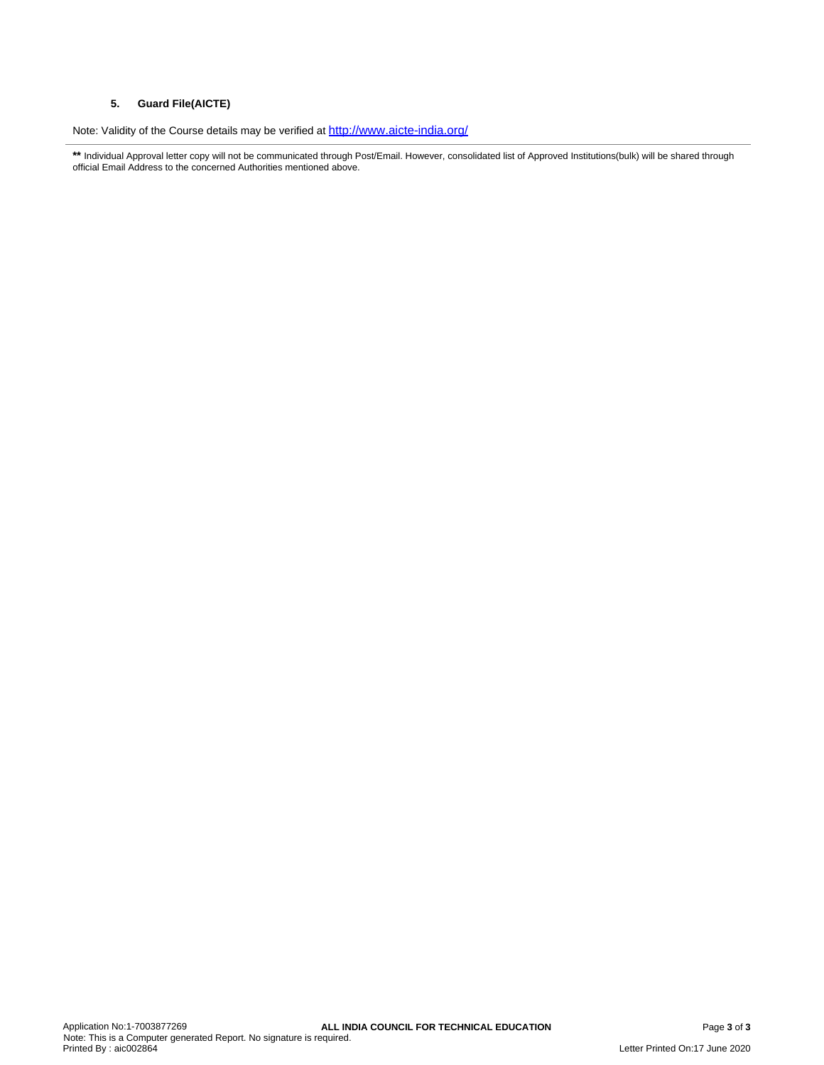5. **Guard File(AICTE)**

Note: Validity of the Course details may be verified at http://www.aicte-india.org/

---

**\*\*** Individual Approval letter copy will not be communicated through Post/Email. However, consolidated list of Approved Institutions(bulk) will be shared through official Email Address to the concerned Authorities mentioned above.